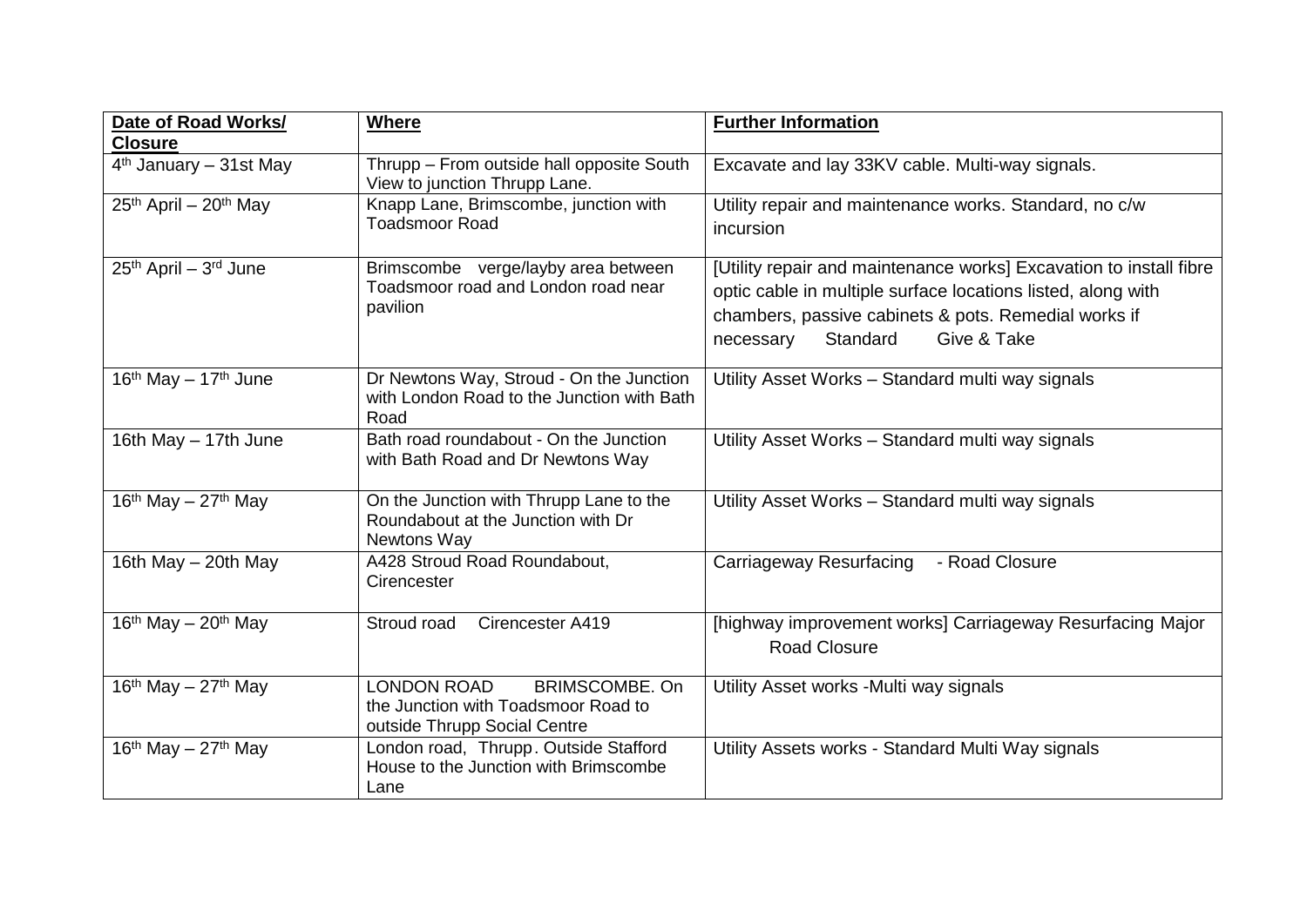| **Date of Road Works/ Closure** | **Where** | **Further Information** |
| --- | --- | --- |
| 4th January – 31st May | Thrupp – From outside hall opposite South View to junction Thrupp Lane. | Excavate and lay 33KV cable. Multi-way signals. |
| 25th April – 20th May | Knapp Lane, Brimscombe, junction with Toadsmoor Road | Utility repair and maintenance works. Standard, no c/w incursion |
| 25th April – 3rd June | Brimscombe verge/layby area between Toadsmoor road and London road near pavilion | [Utility repair and maintenance works] Excavation to install fibre optic cable in multiple surface locations listed, along with chambers, passive cabinets & pots. Remedial works if necessary Standard Give & Take |
| 16th May – 17th June | Dr Newtons Way, Stroud - On the Junction with London Road to the Junction with Bath Road | Utility Asset Works – Standard multi way signals |
| 16th May – 17th June | Bath road roundabout - On the Junction with Bath Road and Dr Newtons Way | Utility Asset Works – Standard multi way signals |
| 16th May – 27th May | On the Junction with Thrupp Lane to the Roundabout at the Junction with Dr Newtons Way | Utility Asset Works – Standard multi way signals |
| 16th May – 20th May | A428 Stroud Road Roundabout, Cirencester | Carriageway Resurfacing - Road Closure |
| 16th May – 20th May | Stroud road Cirencester A419 | [highway improvement works] Carriageway Resurfacing Major Road Closure |
| 16th May – 27th May | LONDON ROAD BRIMSCOMBE. On the Junction with Toadsmoor Road to outside Thrupp Social Centre | Utility Asset works -Multi way signals |
| 16th May – 27th May | London road, Thrupp. Outside Stafford House to the Junction with Brimscombe Lane | Utility Assets works - Standard Multi Way signals |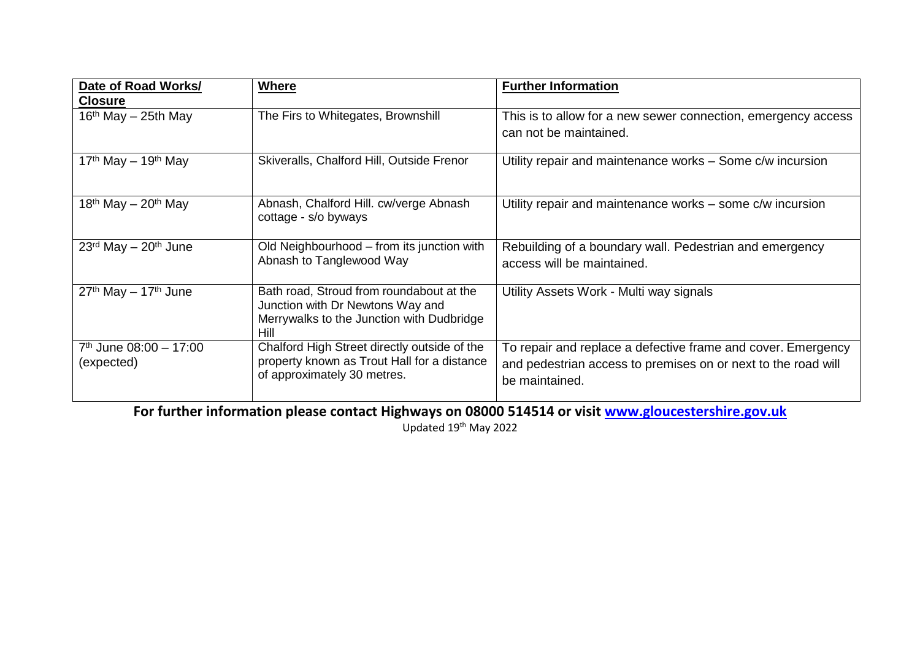| **Date of Road Works/ Closure** | **Where** | **Further Information** |
|---|---|---|
| 16th May – 25th May | The Firs to Whitegates, Brownshill | This is to allow for a new sewer connection, emergency access can not be maintained. |
| 17th May – 19th May | Skiveralls, Chalford Hill, Outside Frenor | Utility repair and maintenance works – Some c/w incursion |
| 18th May – 20th May | Abnash, Chalford Hill. cw/verge Abnash cottage - s/o byways | Utility repair and maintenance works – some c/w incursion |
| 23rd May – 20th June | Old Neighbourhood – from its junction with Abnash to Tanglewood Way | Rebuilding of a boundary wall. Pedestrian and emergency access will be maintained. |
| 27th May – 17th June | Bath road, Stroud from roundabout at the Junction with Dr Newtons Way and Merrywalks to the Junction with Dudbridge Hill | Utility Assets Work - Multi way signals |
| 7th June 08:00 – 17:00 (expected) | Chalford High Street directly outside of the property known as Trout Hall for a distance of approximately 30 metres. | To repair and replace a defective frame and cover. Emergency and pedestrian access to premises on or next to the road will be maintained. |

**For further information please contact Highways on 08000 514514 or visit www.gloucestershire.gov.uk**

Updated 19th May 2022